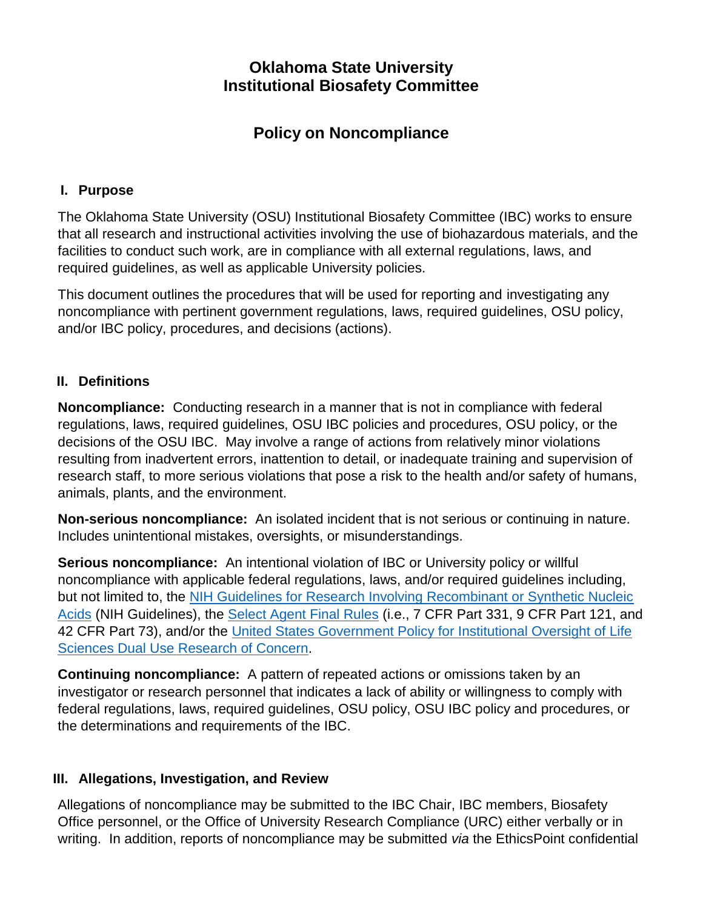# Oklahoma State University
# Institutional Biosafety Committee

## Policy on Noncompliance

### I. Purpose

The Oklahoma State University (OSU) Institutional Biosafety Committee (IBC) works to ensure that all research and instructional activities involving the use of biohazardous materials, and the facilities to conduct such work, are in compliance with all external regulations, laws, and required guidelines, as well as applicable University policies.

This document outlines the procedures that will be used for reporting and investigating any noncompliance with pertinent government regulations, laws, required guidelines, OSU policy, and/or IBC policy, procedures, and decisions (actions).

### II. Definitions

**Noncompliance:** Conducting research in a manner that is not in compliance with federal regulations, laws, required guidelines, OSU IBC policies and procedures, OSU policy, or the decisions of the OSU IBC. May involve a range of actions from relatively minor violations resulting from inadvertent errors, inattention to detail, or inadequate training and supervision of research staff, to more serious violations that pose a risk to the health and/or safety of humans, animals, plants, and the environment.

**Non-serious noncompliance:** An isolated incident that is not serious or continuing in nature. Includes unintentional mistakes, oversights, or misunderstandings.

**Serious noncompliance:** An intentional violation of IBC or University policy or willful noncompliance with applicable federal regulations, laws, and/or required guidelines including, but not limited to, the NIH Guidelines for Research Involving Recombinant or Synthetic Nucleic Acids (NIH Guidelines), the Select Agent Final Rules (i.e., 7 CFR Part 331, 9 CFR Part 121, and 42 CFR Part 73), and/or the United States Government Policy for Institutional Oversight of Life Sciences Dual Use Research of Concern.

**Continuing noncompliance:** A pattern of repeated actions or omissions taken by an investigator or research personnel that indicates a lack of ability or willingness to comply with federal regulations, laws, required guidelines, OSU policy, OSU IBC policy and procedures, or the determinations and requirements of the IBC.

### III. Allegations, Investigation, and Review

Allegations of noncompliance may be submitted to the IBC Chair, IBC members, Biosafety Office personnel, or the Office of University Research Compliance (URC) either verbally or in writing. In addition, reports of noncompliance may be submitted *via* the EthicsPoint confidential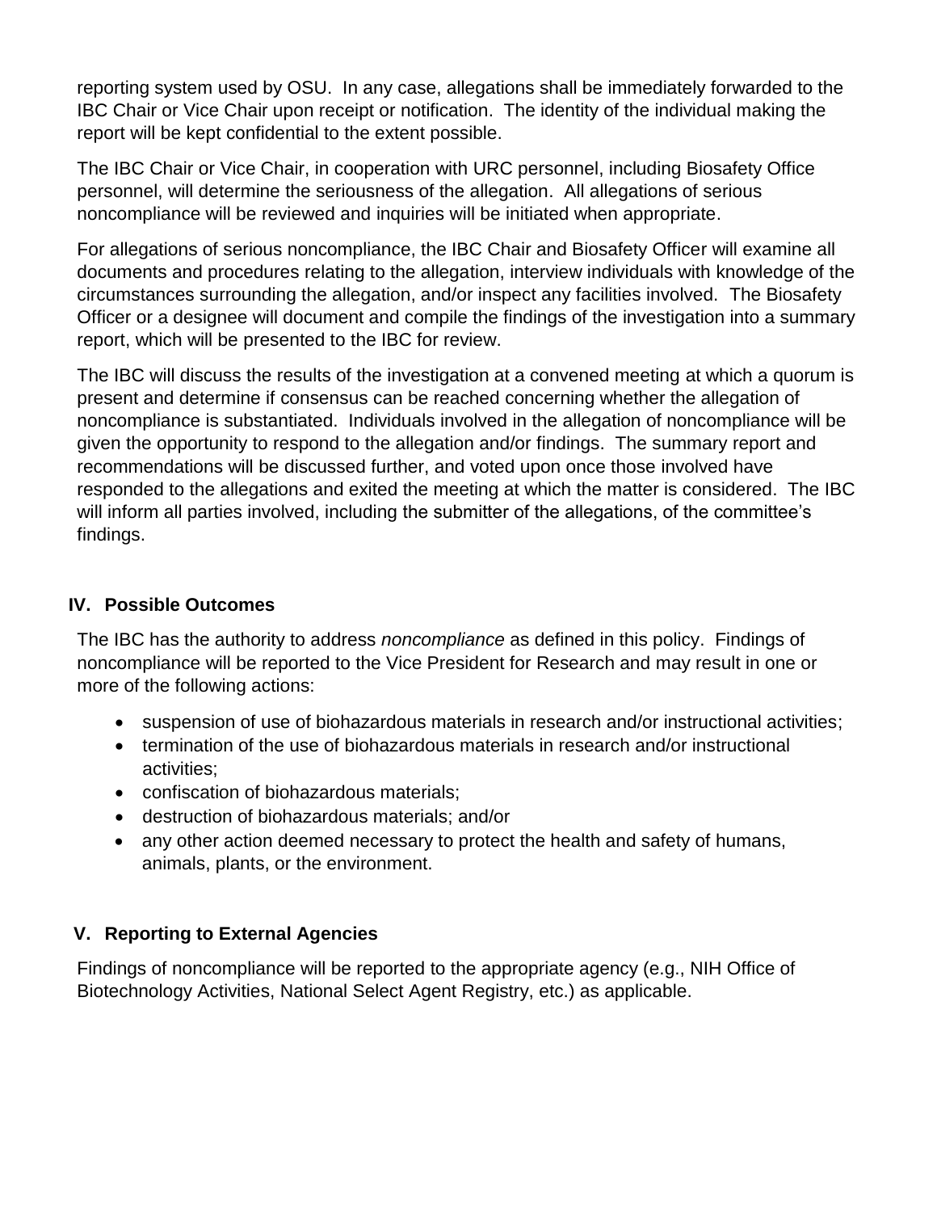reporting system used by OSU. In any case, allegations shall be immediately forwarded to the IBC Chair or Vice Chair upon receipt or notification. The identity of the individual making the report will be kept confidential to the extent possible.

The IBC Chair or Vice Chair, in cooperation with URC personnel, including Biosafety Office personnel, will determine the seriousness of the allegation. All allegations of serious noncompliance will be reviewed and inquiries will be initiated when appropriate.

For allegations of serious noncompliance, the IBC Chair and Biosafety Officer will examine all documents and procedures relating to the allegation, interview individuals with knowledge of the circumstances surrounding the allegation, and/or inspect any facilities involved. The Biosafety Officer or a designee will document and compile the findings of the investigation into a summary report, which will be presented to the IBC for review.

The IBC will discuss the results of the investigation at a convened meeting at which a quorum is present and determine if consensus can be reached concerning whether the allegation of noncompliance is substantiated. Individuals involved in the allegation of noncompliance will be given the opportunity to respond to the allegation and/or findings. The summary report and recommendations will be discussed further, and voted upon once those involved have responded to the allegations and exited the meeting at which the matter is considered. The IBC will inform all parties involved, including the submitter of the allegations, of the committee's findings.

## IV. Possible Outcomes

The IBC has the authority to address *noncompliance* as defined in this policy. Findings of noncompliance will be reported to the Vice President for Research and may result in one or more of the following actions:

- suspension of use of biohazardous materials in research and/or instructional activities;
- termination of the use of biohazardous materials in research and/or instructional activities;
- confiscation of biohazardous materials;
- destruction of biohazardous materials; and/or
- any other action deemed necessary to protect the health and safety of humans, animals, plants, or the environment.

## V. Reporting to External Agencies

Findings of noncompliance will be reported to the appropriate agency (e.g., NIH Office of Biotechnology Activities, National Select Agent Registry, etc.) as applicable.